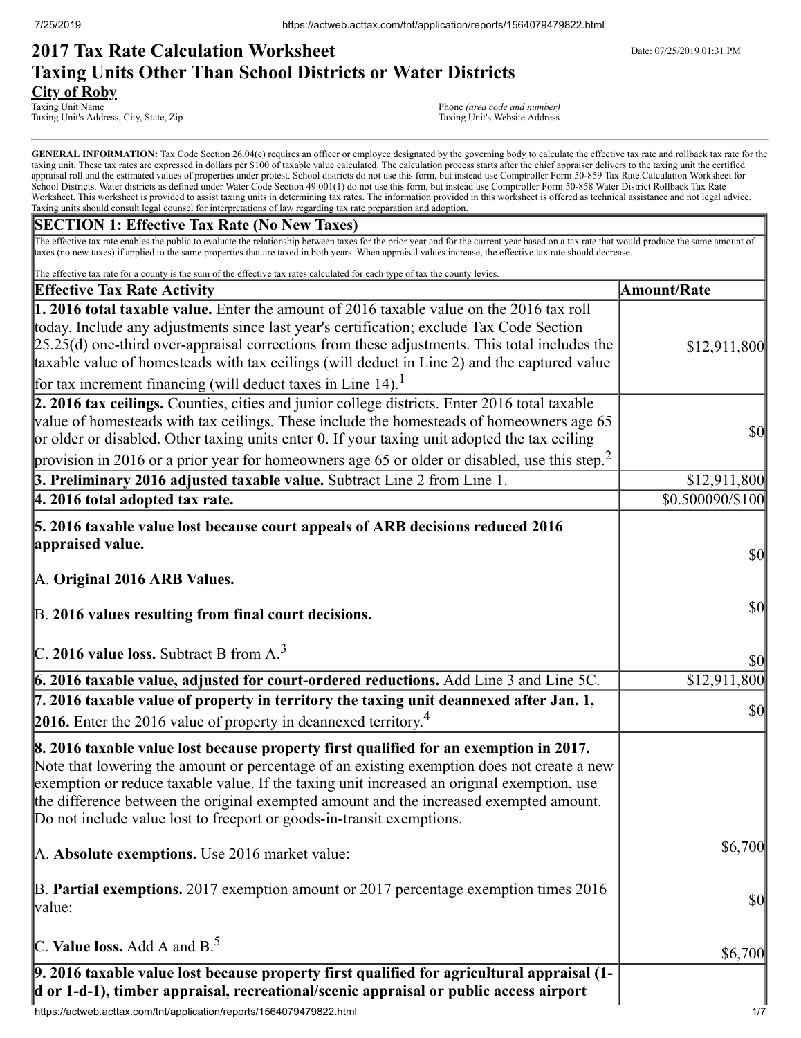# 2017 Tax Rate Calculation Worksheet
# Taxing Units Other Than School Districts or Water Districts

Date: 07/25/2019 01:31 PM

**City of Roby**
Taxing Unit Name
Taxing Unit's Address, City, State, Zip

Phone *(area code and number)*
Taxing Unit's Website Address

**GENERAL INFORMATION:** Tax Code Section 26.04(c) requires an officer or employee designated by the governing body to calculate the effective tax rate and rollback tax rate for the taxing unit. These tax rates are expressed in dollars per $100 of taxable value calculated. The calculation process starts after the chief appraiser delivers to the taxing unit the certified appraisal roll and the estimated values of properties under protest. School districts do not use this form, but instead use Comptroller Form 50-859 Tax Rate Calculation Worksheet for School Districts. Water districts as defined under Water Code Section 49.001(1) do not use this form, but instead use Comptroller Form 50-858 Water District Rollback Tax Rate Worksheet. This worksheet is provided to assist taxing units in determining tax rates. The information provided in this worksheet is offered as technical assistance and not legal advice. Taxing units should consult legal counsel for interpretations of law regarding tax rate preparation and adoption.

## SECTION 1: Effective Tax Rate (No New Taxes)

The effective tax rate enables the public to evaluate the relationship between taxes for the prior year and for the current year based on a tax rate that would produce the same amount of taxes (no new taxes) if applied to the same properties that are taxed in both years. When appraisal values increase, the effective tax rate should decrease.

The effective tax rate for a county is the sum of the effective tax rates calculated for each type of tax the county levies.

| Effective Tax Rate Activity | Amount/Rate |
|---|---|
| **1. 2016 total taxable value.** Enter the amount of 2016 taxable value on the 2016 tax roll today. Include any adjustments since last year's certification; exclude Tax Code Section 25.25(d) one-third over-appraisal corrections from these adjustments. This total includes the taxable value of homesteads with tax ceilings (will deduct in Line 2) and the captured value for tax increment financing (will deduct taxes in Line 14).[1] | $12,911,800 |
| **2. 2016 tax ceilings.** Counties, cities and junior college districts. Enter 2016 total taxable value of homesteads with tax ceilings. These include the homesteads of homeowners age 65 or older or disabled. Other taxing units enter 0. If your taxing unit adopted the tax ceiling provision in 2016 or a prior year for homeowners age 65 or older or disabled, use this step.[2] | $0 |
| **3. Preliminary 2016 adjusted taxable value.** Subtract Line 2 from Line 1. | $12,911,800 |
| **4. 2016 total adopted tax rate.** | $0.500090/$100 |
| **5. 2016 taxable value lost because court appeals of ARB decisions reduced 2016 appraised value.** | |
| A. **Original 2016 ARB Values.** | $0 |
| B. **2016 values resulting from final court decisions.** | $0 |
| C. **2016 value loss.** Subtract B from A.[3] | $0 |
| **6. 2016 taxable value, adjusted for court-ordered reductions.** Add Line 3 and Line 5C. | $12,911,800 |
| **7. 2016 taxable value of property in territory the taxing unit deannexed after Jan. 1, 2016.** Enter the 2016 value of property in deannexed territory.[4] | $0 |
| **8. 2016 taxable value lost because property first qualified for an exemption in 2017.** Note that lowering the amount or percentage of an existing exemption does not create a new exemption or reduce taxable value. If the taxing unit increased an original exemption, use the difference between the original exempted amount and the increased exempted amount. Do not include value lost to freeport or goods-in-transit exemptions. | |
| A. **Absolute exemptions.** Use 2016 market value: | $6,700 |
| B. **Partial exemptions.** 2017 exemption amount or 2017 percentage exemption times 2016 value: | $0 |
| C. **Value loss.** Add A and B.[5] | $6,700 |
| **9. 2016 taxable value lost because property first qualified for agricultural appraisal (1-d or 1-d-1), timber appraisal, recreational/scenic appraisal or public access airport** | |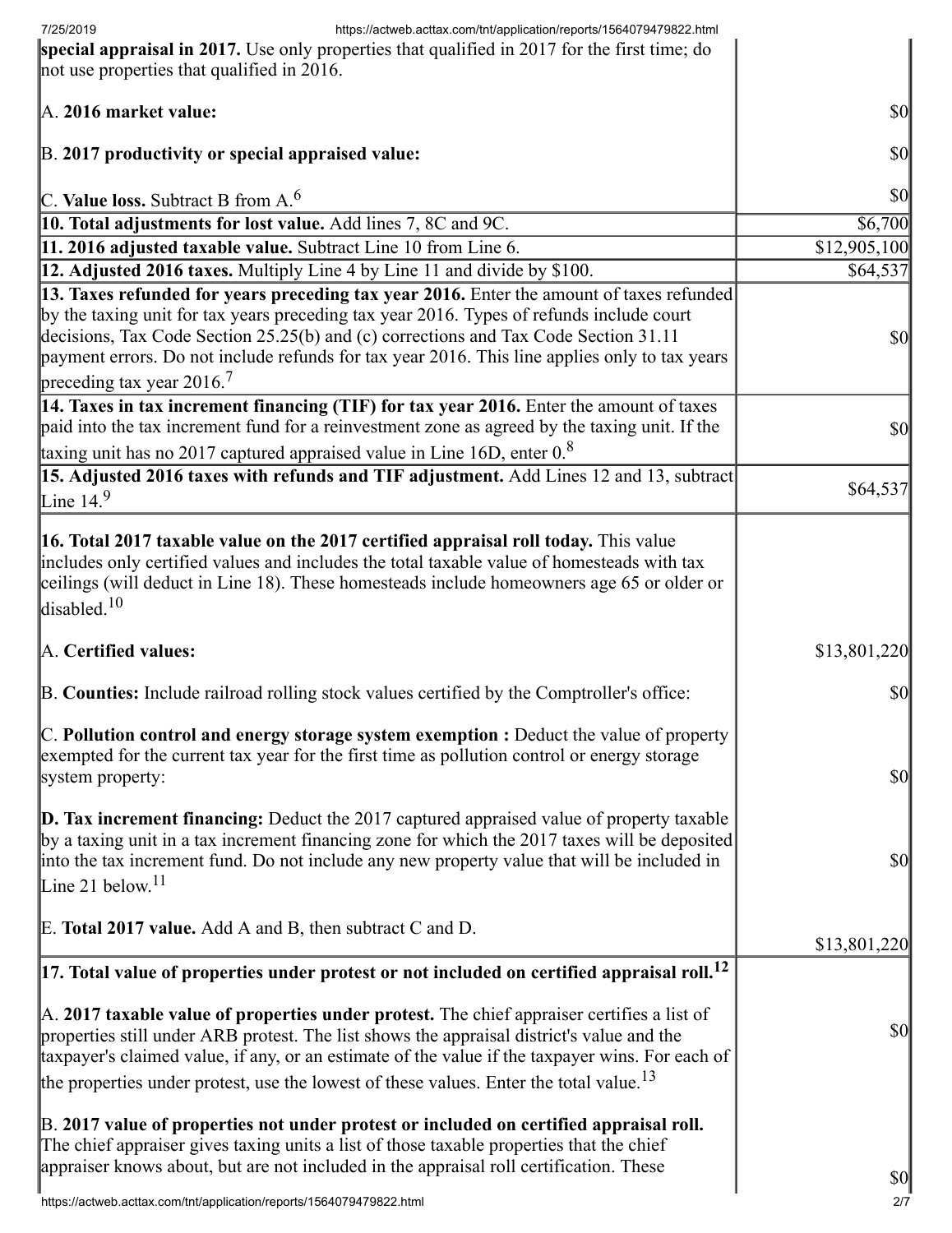| | |
|---|---|
| **special appraisal in 2017.** Use only properties that qualified in 2017 for the first time; do not use properties that qualified in 2016.<br><br>A. **2016 market value:**<br><br>B. **2017 productivity or special appraised value:**<br><br>C. **Value loss.** Subtract B from A.[6] | <br><br>$0<br><br>$0<br><br>$0 |
| **10. Total adjustments for lost value.** Add lines 7, 8C and 9C. | $6,700 |
| **11. 2016 adjusted taxable value.** Subtract Line 10 from Line 6. | $12,905,100 |
| **12. Adjusted 2016 taxes.** Multiply Line 4 by Line 11 and divide by $100. | $64,537 |
| **13. Taxes refunded for years preceding tax year 2016.** Enter the amount of taxes refunded by the taxing unit for tax years preceding tax year 2016. Types of refunds include court decisions, Tax Code Section 25.25(b) and (c) corrections and Tax Code Section 31.11 payment errors. Do not include refunds for tax year 2016. This line applies only to tax years preceding tax year 2016.[7] | $0 |
| **14. Taxes in tax increment financing (TIF) for tax year 2016.** Enter the amount of taxes paid into the tax increment fund for a reinvestment zone as agreed by the taxing unit. If the taxing unit has no 2017 captured appraised value in Line 16D, enter 0.[8] | $0 |
| **15. Adjusted 2016 taxes with refunds and TIF adjustment.** Add Lines 12 and 13, subtract Line 14.[9] | $64,537 |
| **16. Total 2017 taxable value on the 2017 certified appraisal roll today.** This value includes only certified values and includes the total taxable value of homesteads with tax ceilings (will deduct in Line 18). These homesteads include homeowners age 65 or older or disabled.[10]<br><br>A. **Certified values:**<br><br>B. **Counties:** Include railroad rolling stock values certified by the Comptroller's office:<br><br>C. **Pollution control and energy storage system exemption :** Deduct the value of property exempted for the current tax year for the first time as pollution control or energy storage system property:<br><br>**D. Tax increment financing:** Deduct the 2017 captured appraised value of property taxable by a taxing unit in a tax increment financing zone for which the 2017 taxes will be deposited into the tax increment fund. Do not include any new property value that will be included in Line 21 below.[11]<br><br>E. **Total 2017 value.** Add A and B, then subtract C and D. | <br><br>$13,801,220<br><br>$0<br><br>$0<br><br>$0<br><br>$13,801,220 |
| **17. Total value of properties under protest or not included on certified appraisal roll.[12]**<br><br>A. **2017 taxable value of properties under protest.** The chief appraiser certifies a list of properties still under ARB protest. The list shows the appraisal district's value and the taxpayer's claimed value, if any, or an estimate of the value if the taxpayer wins. For each of the properties under protest, use the lowest of these values. Enter the total value.[13]<br><br>B. **2017 value of properties not under protest or included on certified appraisal roll.** The chief appraiser gives taxing units a list of those taxable properties that the chief appraiser knows about, but are not included in the appraisal roll certification. These | <br><br>$0<br><br>$0 |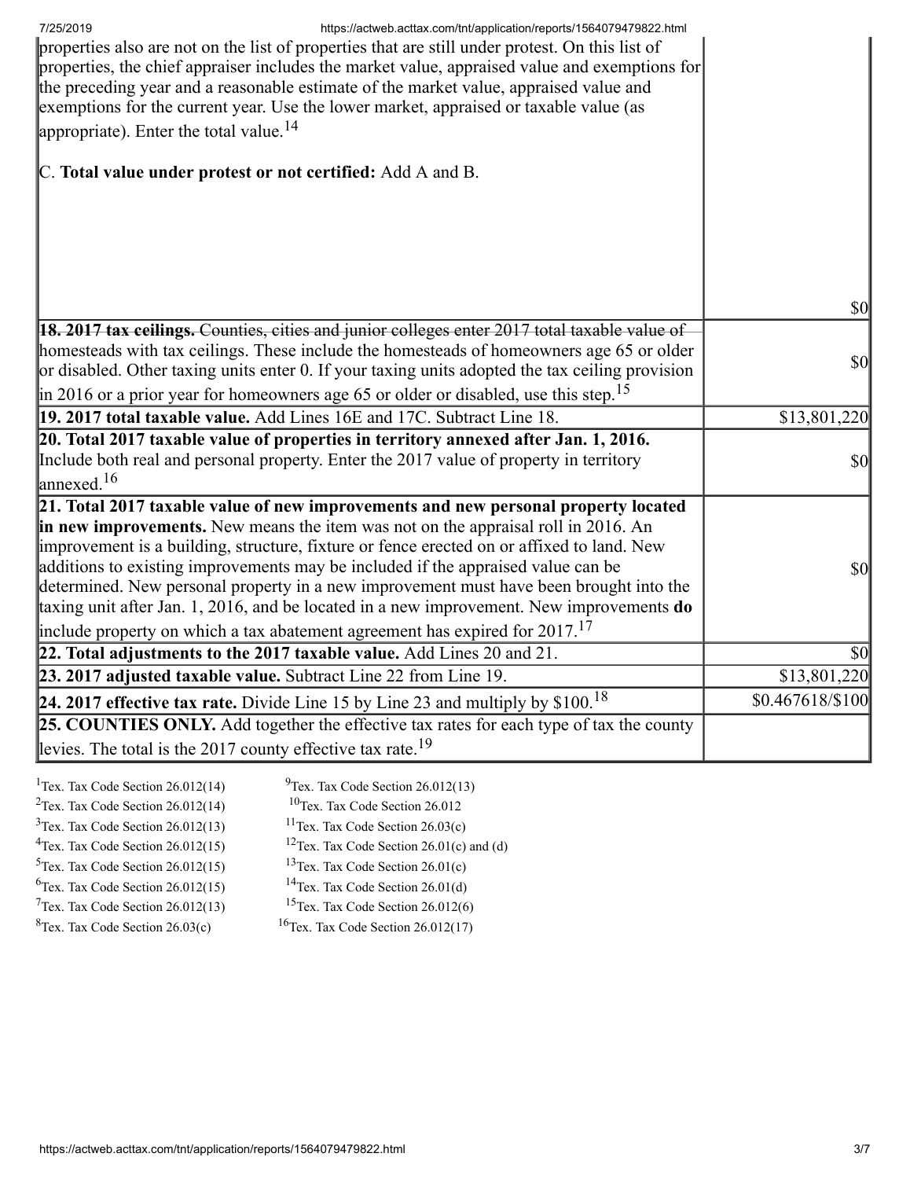| | |
|---|---|
| properties also are not on the list of properties that are still under protest. On this list of properties, the chief appraiser includes the market value, appraised value and exemptions for the preceding year and a reasonable estimate of the market value, appraised value and exemptions for the current year. Use the lower market, appraised or taxable value (as appropriate). Enter the total value.[14]<br><br>C. **Total value under protest or not certified:** Add A and B. | $0 |
| **18. 2017 tax ceilings.** Counties, cities and junior colleges enter 2017 total taxable value of homesteads with tax ceilings. These include the homesteads of homeowners age 65 or older or disabled. Other taxing units enter 0. If your taxing units adopted the tax ceiling provision in 2016 or a prior year for homeowners age 65 or older or disabled, use this step.[15] | $0 |
| **19. 2017 total taxable value.** Add Lines 16E and 17C. Subtract Line 18. | $13,801,220 |
| **20. Total 2017 taxable value of properties in territory annexed after Jan. 1, 2016.** Include both real and personal property. Enter the 2017 value of property in territory annexed.[16] | $0 |
| **21. Total 2017 taxable value of new improvements and new personal property located in new improvements.** New means the item was not on the appraisal roll in 2016. An improvement is a building, structure, fixture or fence erected on or affixed to land. New additions to existing improvements may be included if the appraised value can be determined. New personal property in a new improvement must have been brought into the taxing unit after Jan. 1, 2016, and be located in a new improvement. New improvements **do** include property on which a tax abatement agreement has expired for 2017.[17] | $0 |
| **22. Total adjustments to the 2017 taxable value.** Add Lines 20 and 21. | $0 |
| **23. 2017 adjusted taxable value.** Subtract Line 22 from Line 19. | $13,801,220 |
| **24. 2017 effective tax rate.** Divide Line 15 by Line 23 and multiply by $100.[18] | $0.467618/$100 |
| **25. COUNTIES ONLY.** Add together the effective tax rates for each type of tax the county levies. The total is the 2017 county effective tax rate.[19] | |

[1]Tex. Tax Code Section 26.012(14)
[2]Tex. Tax Code Section 26.012(14)
[3]Tex. Tax Code Section 26.012(13)
[4]Tex. Tax Code Section 26.012(15)
[5]Tex. Tax Code Section 26.012(15)
[6]Tex. Tax Code Section 26.012(15)
[7]Tex. Tax Code Section 26.012(13)
[8]Tex. Tax Code Section 26.03(c)
[9]Tex. Tax Code Section 26.012(13)
[10]Tex. Tax Code Section 26.012
[11]Tex. Tax Code Section 26.03(c)
[12]Tex. Tax Code Section 26.01(c) and (d)
[13]Tex. Tax Code Section 26.01(c)
[14]Tex. Tax Code Section 26.01(d)
[15]Tex. Tax Code Section 26.012(6)
[16]Tex. Tax Code Section 26.012(17)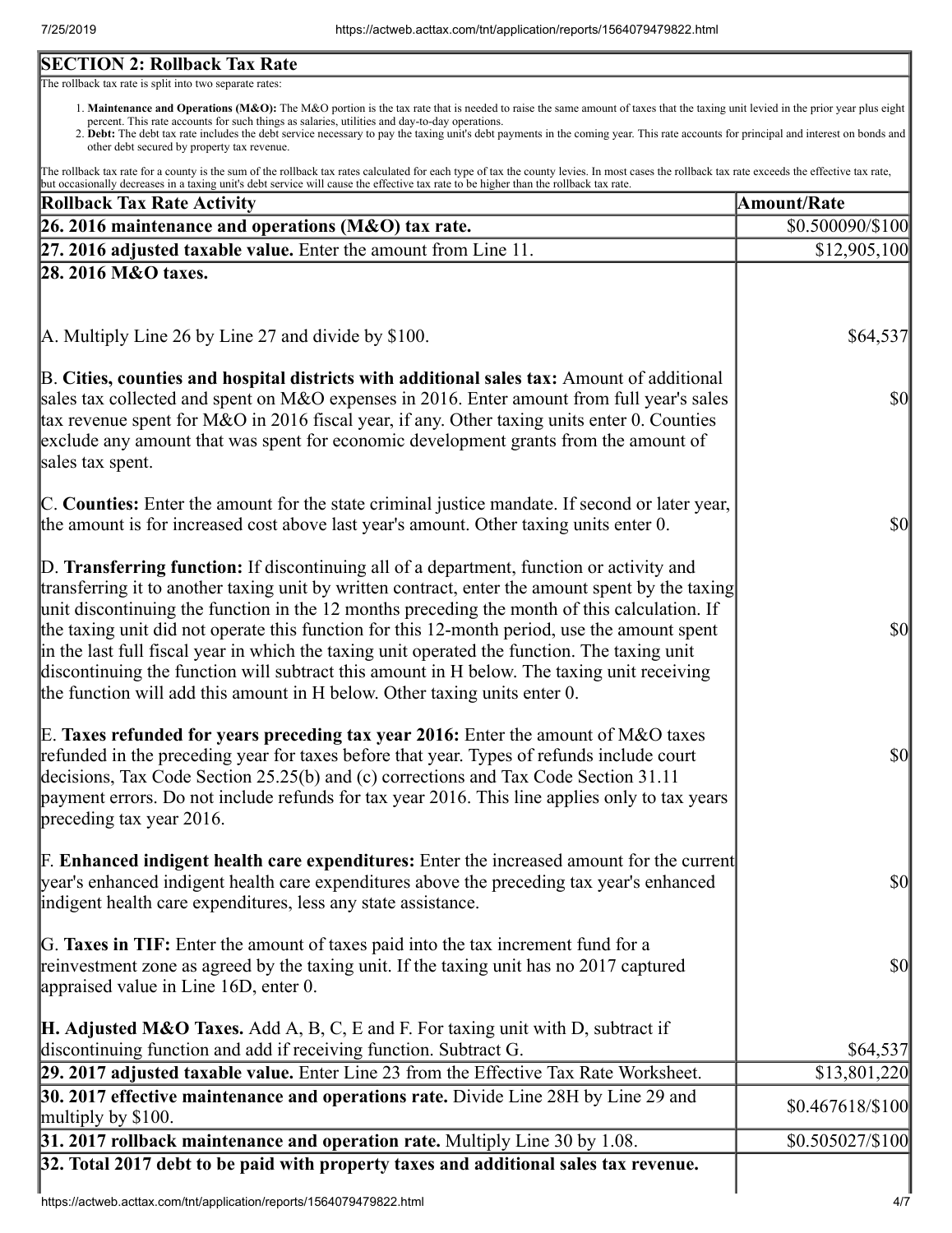## SECTION 2: Rollback Tax Rate

The rollback tax rate is split into two separate rates:

1. **Maintenance and Operations (M&O):** The M&O portion is the tax rate that is needed to raise the same amount of taxes that the taxing unit levied in the prior year plus eight percent. This rate accounts for such things as salaries, utilities and day-to-day operations.
2. **Debt:** The debt tax rate includes the debt service necessary to pay the taxing unit's debt payments in the coming year. This rate accounts for principal and interest on bonds and other debt secured by property tax revenue.

The rollback tax rate for a county is the sum of the rollback tax rates calculated for each type of tax the county levies. In most cases the rollback tax rate exceeds the effective tax rate, but occasionally decreases in a taxing unit's debt service will cause the effective tax rate to be higher than the rollback tax rate.

| Rollback Tax Rate Activity | Amount/Rate |
|---|---|
| **26. 2016 maintenance and operations (M&O) tax rate.** | $0.500090/$100 |
| **27. 2016 adjusted taxable value.** Enter the amount from Line 11. | $12,905,100 |
| **28. 2016 M&O taxes.** | |
| A. Multiply Line 26 by Line 27 and divide by $100. | $64,537 |
| B. **Cities, counties and hospital districts with additional sales tax:** Amount of additional sales tax collected and spent on M&O expenses in 2016. Enter amount from full year's sales tax revenue spent for M&O in 2016 fiscal year, if any. Other taxing units enter 0. Counties exclude any amount that was spent for economic development grants from the amount of sales tax spent. | $0 |
| C. **Counties:** Enter the amount for the state criminal justice mandate. If second or later year, the amount is for increased cost above last year's amount. Other taxing units enter 0. | $0 |
| D. **Transferring function:** If discontinuing all of a department, function or activity and transferring it to another taxing unit by written contract, enter the amount spent by the taxing unit discontinuing the function in the 12 months preceding the month of this calculation. If the taxing unit did not operate this function for this 12-month period, use the amount spent in the last full fiscal year in which the taxing unit operated the function. The taxing unit discontinuing the function will subtract this amount in H below. The taxing unit receiving the function will add this amount in H below. Other taxing units enter 0. | $0 |
| E. **Taxes refunded for years preceding tax year 2016:** Enter the amount of M&O taxes refunded in the preceding year for taxes before that year. Types of refunds include court decisions, Tax Code Section 25.25(b) and (c) corrections and Tax Code Section 31.11 payment errors. Do not include refunds for tax year 2016. This line applies only to tax years preceding tax year 2016. | $0 |
| F. **Enhanced indigent health care expenditures:** Enter the increased amount for the current year's enhanced indigent health care expenditures above the preceding tax year's enhanced indigent health care expenditures, less any state assistance. | $0 |
| G. **Taxes in TIF:** Enter the amount of taxes paid into the tax increment fund for a reinvestment zone as agreed by the taxing unit. If the taxing unit has no 2017 captured appraised value in Line 16D, enter 0. | $0 |
| **H. Adjusted M&O Taxes.** Add A, B, C, E and F. For taxing unit with D, subtract if discontinuing function and add if receiving function. Subtract G. | $64,537 |
| **29. 2017 adjusted taxable value.** Enter Line 23 from the Effective Tax Rate Worksheet. | $13,801,220 |
| **30. 2017 effective maintenance and operations rate.** Divide Line 28H by Line 29 and multiply by $100. | $0.467618/$100 |
| **31. 2017 rollback maintenance and operation rate.** Multiply Line 30 by 1.08. | $0.505027/$100 |
| **32. Total 2017 debt to be paid with property taxes and additional sales tax revenue.** | |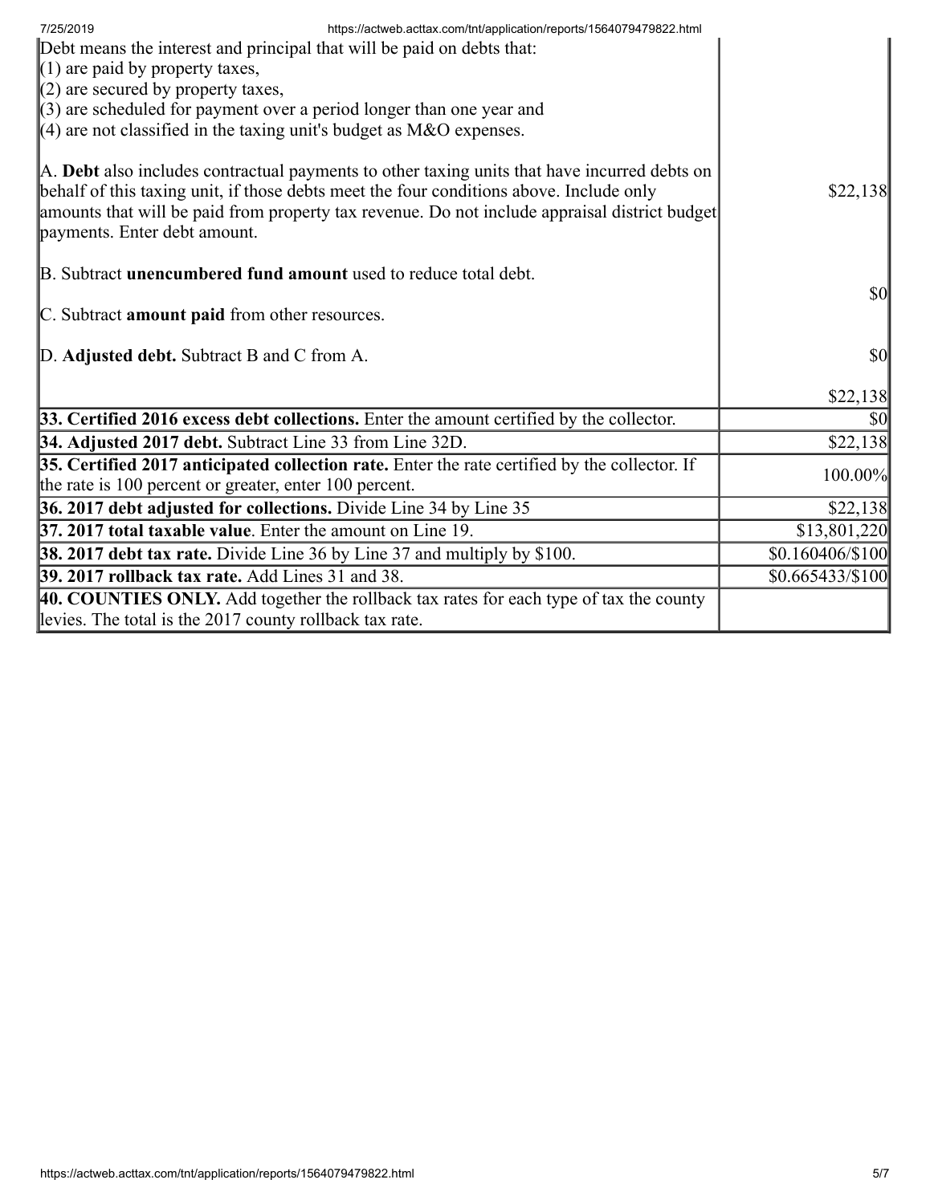| | |
|---|---|
| Debt means the interest and principal that will be paid on debts that:<br>(1) are paid by property taxes,<br>(2) are secured by property taxes,<br>(3) are scheduled for payment over a period longer than one year and<br>(4) are not classified in the taxing unit's budget as M&O expenses.<br><br>A. **Debt** also includes contractual payments to other taxing units that have incurred debts on behalf of this taxing unit, if those debts meet the four conditions above. Include only amounts that will be paid from property tax revenue. Do not include appraisal district budget payments. Enter debt amount.<br><br>B. Subtract **unencumbered fund amount** used to reduce total debt.<br><br>C. Subtract **amount paid** from other resources.<br><br>D. **Adjusted debt.** Subtract B and C from A. | $22,138<br><br>$0<br><br>$0<br><br>$22,138 |
| **33. Certified 2016 excess debt collections.** Enter the amount certified by the collector. | $0 |
| **34. Adjusted 2017 debt.** Subtract Line 33 from Line 32D. | $22,138 |
| **35. Certified 2017 anticipated collection rate.** Enter the rate certified by the collector. If the rate is 100 percent or greater, enter 100 percent. | 100.00% |
| **36. 2017 debt adjusted for collections.** Divide Line 34 by Line 35 | $22,138 |
| **37. 2017 total taxable value**. Enter the amount on Line 19. | $13,801,220 |
| **38. 2017 debt tax rate.** Divide Line 36 by Line 37 and multiply by $100. | $0.160406/$100 |
| **39. 2017 rollback tax rate.** Add Lines 31 and 38. | $0.665433/$100 |
| **40. COUNTIES ONLY.** Add together the rollback tax rates for each type of tax the county levies. The total is the 2017 county rollback tax rate. | |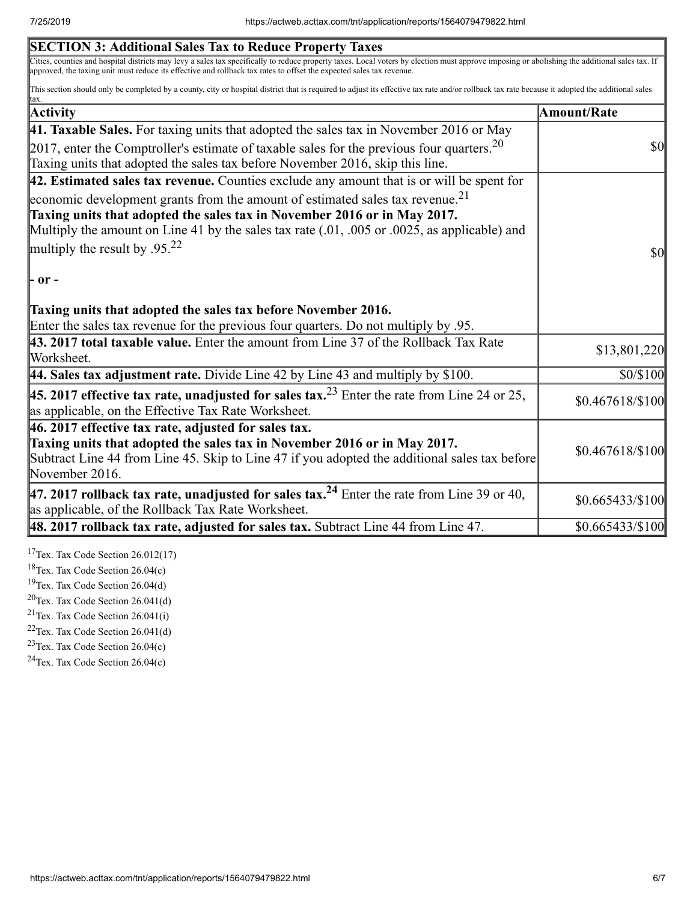## SECTION 3: Additional Sales Tax to Reduce Property Taxes

Cities, counties and hospital districts may levy a sales tax specifically to reduce property taxes. Local voters by election must approve imposing or abolishing the additional sales tax. If approved, the taxing unit must reduce its effective and rollback tax rates to offset the expected sales tax revenue.

This section should only be completed by a county, city or hospital district that is required to adjust its effective tax rate and/or rollback tax rate because it adopted the additional sales tax.

| Activity | Amount/Rate |
|---|---|
| **41. Taxable Sales.** For taxing units that adopted the sales tax in November 2016 or May 2017, enter the Comptroller's estimate of taxable sales for the previous four quarters.[20] Taxing units that adopted the sales tax before November 2016, skip this line. | $0 |
| **42. Estimated sales tax revenue.** Counties exclude any amount that is or will be spent for economic development grants from the amount of estimated sales tax revenue.[21] **Taxing units that adopted the sales tax in November 2016 or in May 2017.** Multiply the amount on Line 41 by the sales tax rate (.01, .005 or .0025, as applicable) and multiply the result by .95.[22] **- or -** **Taxing units that adopted the sales tax before November 2016.** Enter the sales tax revenue for the previous four quarters. Do not multiply by .95. | $0 |
| **43. 2017 total taxable value.** Enter the amount from Line 37 of the Rollback Tax Rate Worksheet. | $13,801,220 |
| **44. Sales tax adjustment rate.** Divide Line 42 by Line 43 and multiply by $100. | $0/$100 |
| **45. 2017 effective tax rate, unadjusted for sales tax.**[23] Enter the rate from Line 24 or 25, as applicable, on the Effective Tax Rate Worksheet. | $0.467618/$100 |
| **46. 2017 effective tax rate, adjusted for sales tax.** **Taxing units that adopted the sales tax in November 2016 or in May 2017.** Subtract Line 44 from Line 45. Skip to Line 47 if you adopted the additional sales tax before November 2016. | $0.467618/$100 |
| **47. 2017 rollback tax rate, unadjusted for sales tax.**[24] Enter the rate from Line 39 or 40, as applicable, of the Rollback Tax Rate Worksheet. | $0.665433/$100 |
| **48. 2017 rollback tax rate, adjusted for sales tax.** Subtract Line 44 from Line 47. | $0.665433/$100 |

[17] Tex. Tax Code Section 26.012(17)
[18] Tex. Tax Code Section 26.04(c)
[19] Tex. Tax Code Section 26.04(d)
[20] Tex. Tax Code Section 26.041(d)
[21] Tex. Tax Code Section 26.041(i)
[22] Tex. Tax Code Section 26.041(d)
[23] Tex. Tax Code Section 26.04(c)
[24] Tex. Tax Code Section 26.04(c)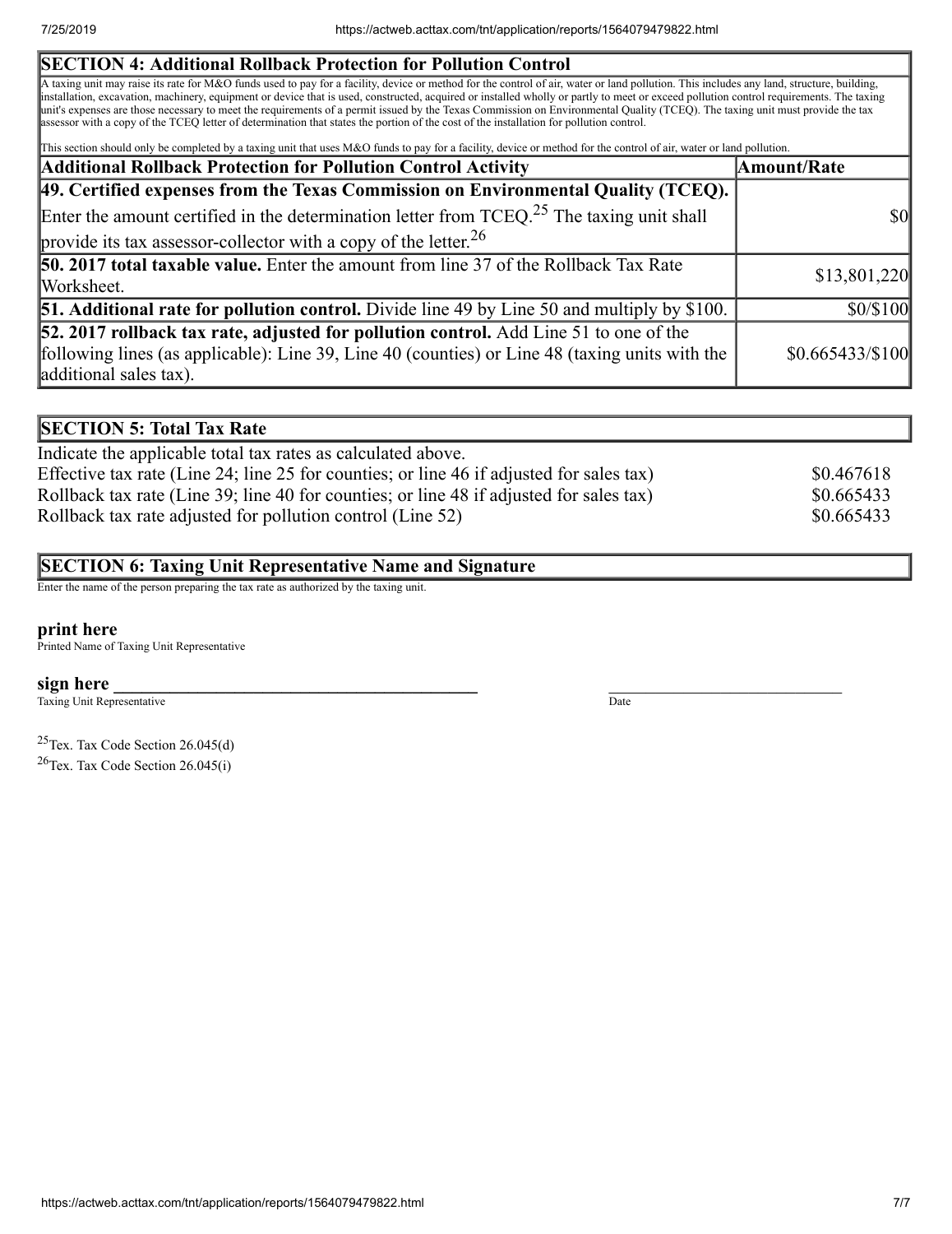## SECTION 4: Additional Rollback Protection for Pollution Control

A taxing unit may raise its rate for M&O funds used to pay for a facility, device or method for the control of air, water or land pollution. This includes any land, structure, building, installation, excavation, machinery, equipment or device that is used, constructed, acquired or installed wholly or partly to meet or exceed pollution control requirements. The taxing unit's expenses are those necessary to meet the requirements of a permit issued by the Texas Commission on Environmental Quality (TCEQ). The taxing unit must provide the tax assessor with a copy of the TCEQ letter of determination that states the portion of the cost of the installation for pollution control.

This section should only be completed by a taxing unit that uses M&O funds to pay for a facility, device or method for the control of air, water or land pollution.

| Additional Rollback Protection for Pollution Control Activity | Amount/Rate |
|---|---|
| **49. Certified expenses from the Texas Commission on Environmental Quality (TCEQ).** Enter the amount certified in the determination letter from TCEQ.[25] The taxing unit shall provide its tax assessor-collector with a copy of the letter.[26] | $0 |
| **50. 2017 total taxable value.** Enter the amount from line 37 of the Rollback Tax Rate Worksheet. | $13,801,220 |
| **51. Additional rate for pollution control.** Divide line 49 by Line 50 and multiply by $100. | $0/$100 |
| **52. 2017 rollback tax rate, adjusted for pollution control.** Add Line 51 to one of the following lines (as applicable): Line 39, Line 40 (counties) or Line 48 (taxing units with the additional sales tax). | $0.665433/$100 |

## SECTION 5: Total Tax Rate

Indicate the applicable total tax rates as calculated above.

| | |
|---|---|
| Effective tax rate (Line 24; line 25 for counties; or line 46 if adjusted for sales tax) | $0.467618 |
| Rollback tax rate (Line 39; line 40 for counties; or line 48 if adjusted for sales tax) | $0.665433 |
| Rollback tax rate adjusted for pollution control (Line 52) | $0.665433 |

## SECTION 6: Taxing Unit Representative Name and Signature

Enter the name of the person preparing the tax rate as authorized by the taxing unit.

**print here**
Printed Name of Taxing Unit Representative

**sign here** ________________________________________ ____________________________
Taxing Unit Representative Date

[25] Tex. Tax Code Section 26.045(d)
[26] Tex. Tax Code Section 26.045(i)